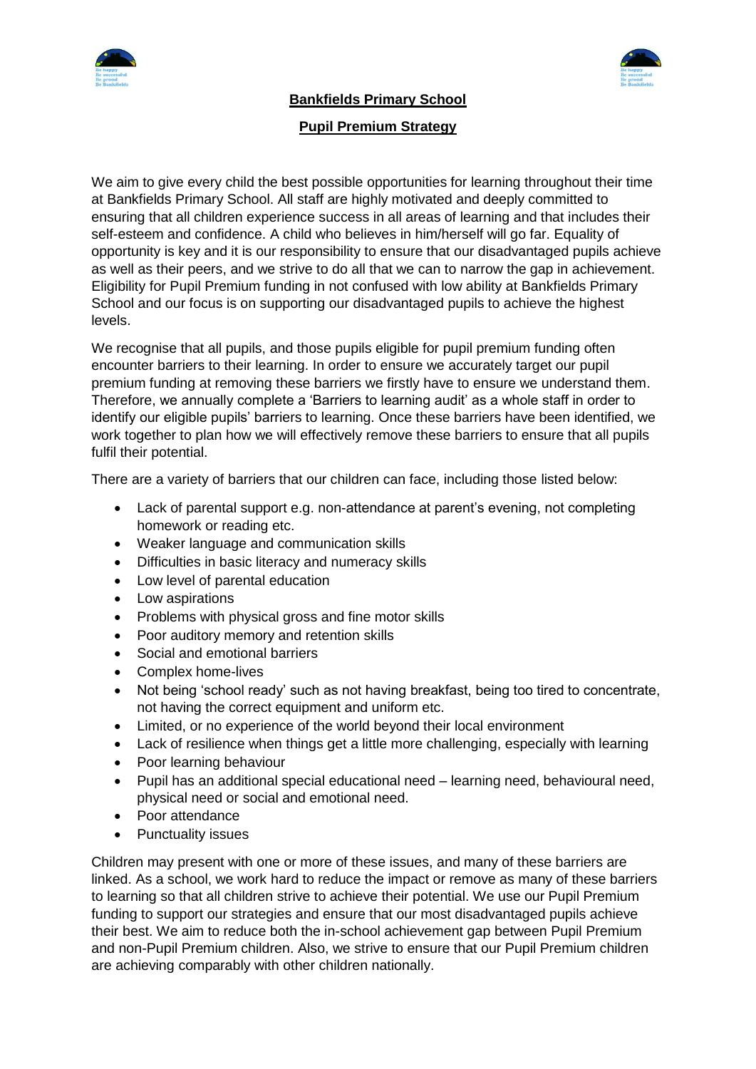# Bankfields Primary School

## Pupil Premium Strategy

We aim to give every child the best possible opportunities for learning throughout their time at Bankfields Primary School. All staff are highly motivated and deeply committed to ensuring that all children experience success in all areas of learning and that includes their self-esteem and confidence. A child who believes in him/herself will go far. Equality of opportunity is key and it is our responsibility to ensure that our disadvantaged pupils achieve as well as their peers, and we strive to do all that we can to narrow the gap in achievement. Eligibility for Pupil Premium funding in not confused with low ability at Bankfields Primary School and our focus is on supporting our disadvantaged pupils to achieve the highest levels.

We recognise that all pupils, and those pupils eligible for pupil premium funding often encounter barriers to their learning. In order to ensure we accurately target our pupil premium funding at removing these barriers we firstly have to ensure we understand them. Therefore, we annually complete a 'Barriers to learning audit' as a whole staff in order to identify our eligible pupils' barriers to learning. Once these barriers have been identified, we work together to plan how we will effectively remove these barriers to ensure that all pupils fulfil their potential.

There are a variety of barriers that our children can face, including those listed below:

- Lack of parental support e.g. non-attendance at parent's evening, not completing homework or reading etc.
- Weaker language and communication skills
- Difficulties in basic literacy and numeracy skills
- Low level of parental education
- Low aspirations
- Problems with physical gross and fine motor skills
- Poor auditory memory and retention skills
- Social and emotional barriers
- Complex home-lives
- Not being 'school ready' such as not having breakfast, being too tired to concentrate, not having the correct equipment and uniform etc.
- Limited, or no experience of the world beyond their local environment
- Lack of resilience when things get a little more challenging, especially with learning
- Poor learning behaviour
- Pupil has an additional special educational need – learning need, behavioural need, physical need or social and emotional need.
- Poor attendance
- Punctuality issues

Children may present with one or more of these issues, and many of these barriers are linked. As a school, we work hard to reduce the impact or remove as many of these barriers to learning so that all children strive to achieve their potential. We use our Pupil Premium funding to support our strategies and ensure that our most disadvantaged pupils achieve their best. We aim to reduce both the in-school achievement gap between Pupil Premium and non-Pupil Premium children. Also, we strive to ensure that our Pupil Premium children are achieving comparably with other children nationally.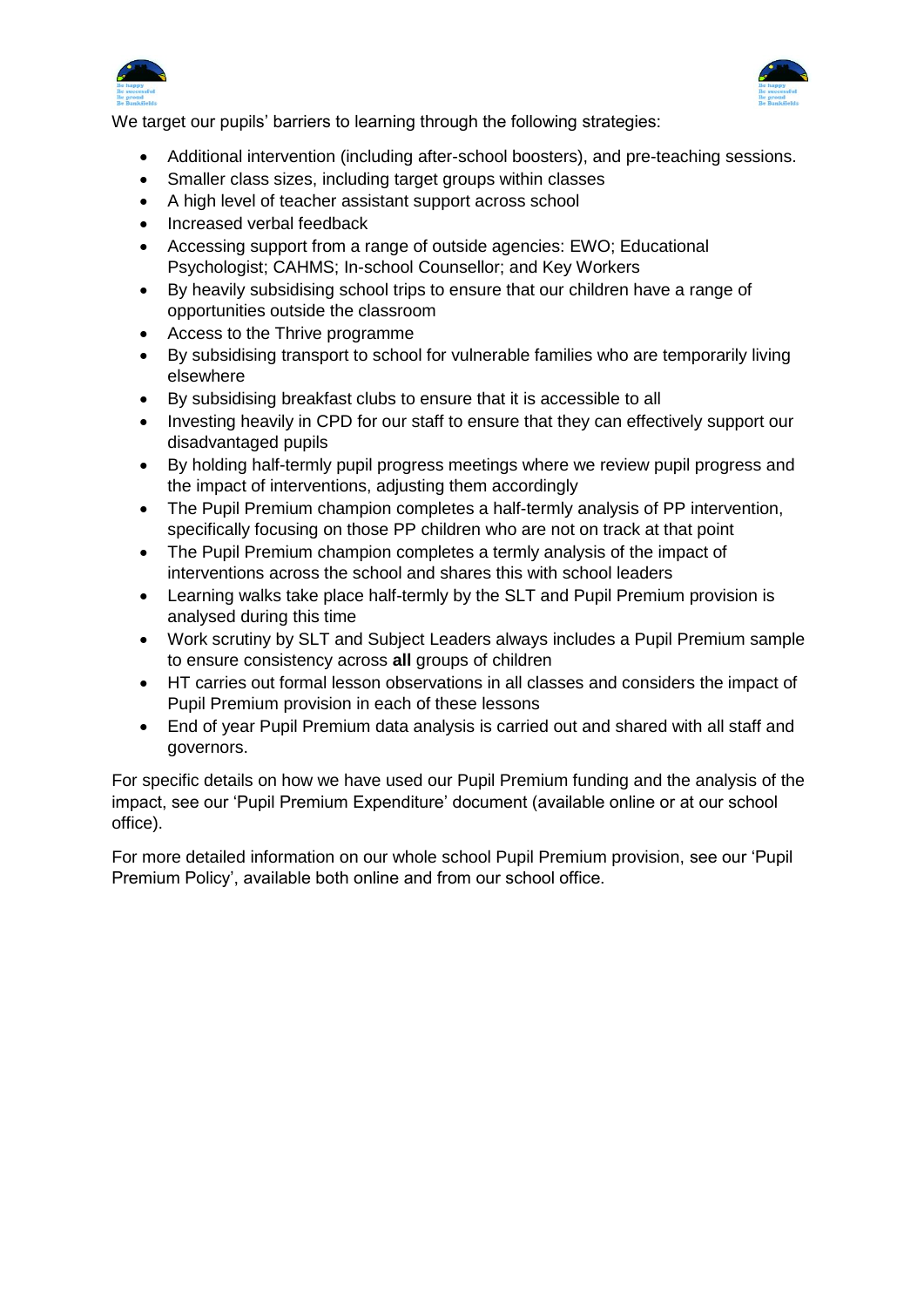We target our pupils' barriers to learning through the following strategies:

- Additional intervention (including after-school boosters), and pre-teaching sessions.
- Smaller class sizes, including target groups within classes
- A high level of teacher assistant support across school
- Increased verbal feedback
- Accessing support from a range of outside agencies: EWO; Educational Psychologist; CAHMS; In-school Counsellor; and Key Workers
- By heavily subsidising school trips to ensure that our children have a range of opportunities outside the classroom
- Access to the Thrive programme
- By subsidising transport to school for vulnerable families who are temporarily living elsewhere
- By subsidising breakfast clubs to ensure that it is accessible to all
- Investing heavily in CPD for our staff to ensure that they can effectively support our disadvantaged pupils
- By holding half-termly pupil progress meetings where we review pupil progress and the impact of interventions, adjusting them accordingly
- The Pupil Premium champion completes a half-termly analysis of PP intervention, specifically focusing on those PP children who are not on track at that point
- The Pupil Premium champion completes a termly analysis of the impact of interventions across the school and shares this with school leaders
- Learning walks take place half-termly by the SLT and Pupil Premium provision is analysed during this time
- Work scrutiny by SLT and Subject Leaders always includes a Pupil Premium sample to ensure consistency across **all** groups of children
- HT carries out formal lesson observations in all classes and considers the impact of Pupil Premium provision in each of these lessons
- End of year Pupil Premium data analysis is carried out and shared with all staff and governors.

For specific details on how we have used our Pupil Premium funding and the analysis of the impact, see our 'Pupil Premium Expenditure' document (available online or at our school office).

For more detailed information on our whole school Pupil Premium provision, see our 'Pupil Premium Policy', available both online and from our school office.